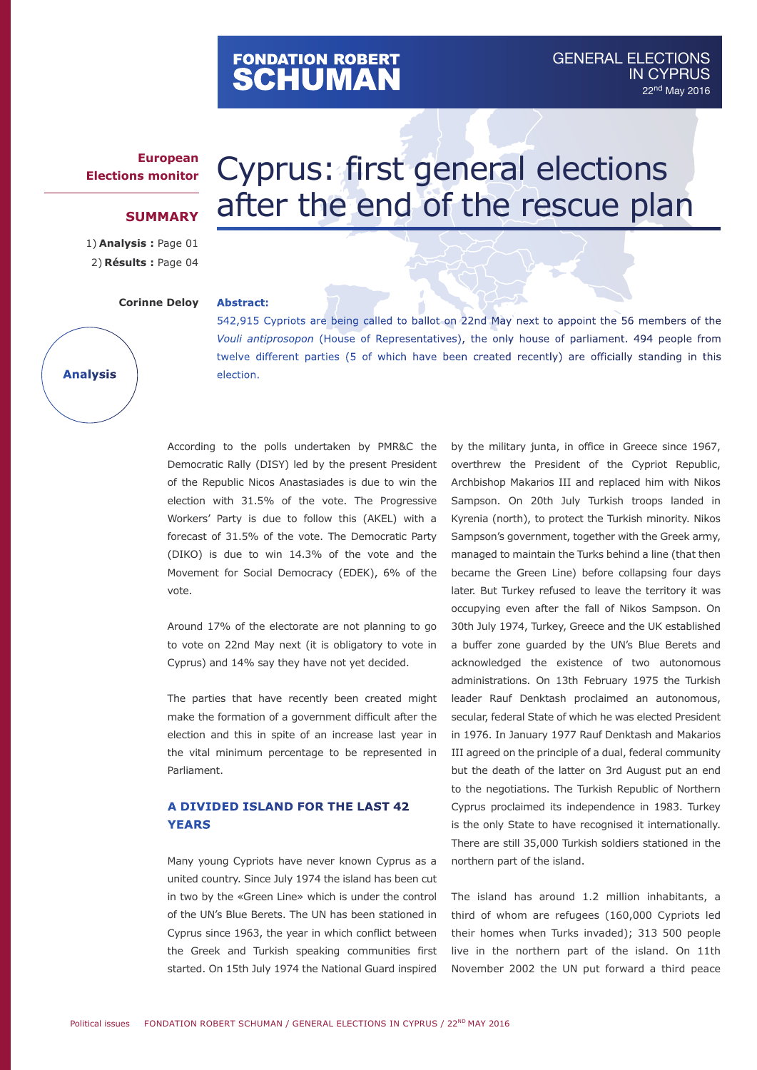FONDATION ROBERT SCHUMAN

GENERAL ELECTIONS IN CYPRUS
22nd May 2016

**European Elections monitor**

# Cyprus: first general elections after the end of the rescue plan

**SUMMARY**

1) **Analysis :** Page 01
2) **Résults :** Page 04

**Corinne Deloy**

**Analysis**

**Abstract:**

542,915 Cypriots are being called to ballot on 22nd May next to appoint the 56 members of the *Vouli antiprosopon* (House of Representatives), the only house of parliament. 494 people from twelve different parties (5 of which have been created recently) are officially standing in this election.

According to the polls undertaken by PMR&C the Democratic Rally (DISY) led by the present President of the Republic Nicos Anastasiades is due to win the election with 31.5% of the vote. The Progressive Workers' Party is due to follow this (AKEL) with a forecast of 31.5% of the vote. The Democratic Party (DIKO) is due to win 14.3% of the vote and the Movement for Social Democracy (EDEK), 6% of the vote.

Around 17% of the electorate are not planning to go to vote on 22nd May next (it is obligatory to vote in Cyprus) and 14% say they have not yet decided.

The parties that have recently been created might make the formation of a government difficult after the election and this in spite of an increase last year in the vital minimum percentage to be represented in Parliament.

## A DIVIDED ISLAND FOR THE LAST 42 YEARS

Many young Cypriots have never known Cyprus as a united country. Since July 1974 the island has been cut in two by the «Green Line» which is under the control of the UN's Blue Berets. The UN has been stationed in Cyprus since 1963, the year in which conflict between the Greek and Turkish speaking communities first started. On 15th July 1974 the National Guard inspired by the military junta, in office in Greece since 1967, overthrew the President of the Cypriot Republic, Archbishop Makarios III and replaced him with Nikos Sampson. On 20th July Turkish troops landed in Kyrenia (north), to protect the Turkish minority. Nikos Sampson's government, together with the Greek army, managed to maintain the Turks behind a line (that then became the Green Line) before collapsing four days later. But Turkey refused to leave the territory it was occupying even after the fall of Nikos Sampson. On 30th July 1974, Turkey, Greece and the UK established a buffer zone guarded by the UN's Blue Berets and acknowledged the existence of two autonomous administrations. On 13th February 1975 the Turkish leader Rauf Denktash proclaimed an autonomous, secular, federal State of which he was elected President in 1976. In January 1977 Rauf Denktash and Makarios III agreed on the principle of a dual, federal community but the death of the latter on 3rd August put an end to the negotiations. The Turkish Republic of Northern Cyprus proclaimed its independence in 1983. Turkey is the only State to have recognised it internationally. There are still 35,000 Turkish soldiers stationed in the northern part of the island.

The island has around 1.2 million inhabitants, a third of whom are refugees (160,000 Cypriots led their homes when Turks invaded); 313 500 people live in the northern part of the island. On 11th November 2002 the UN put forward a third peace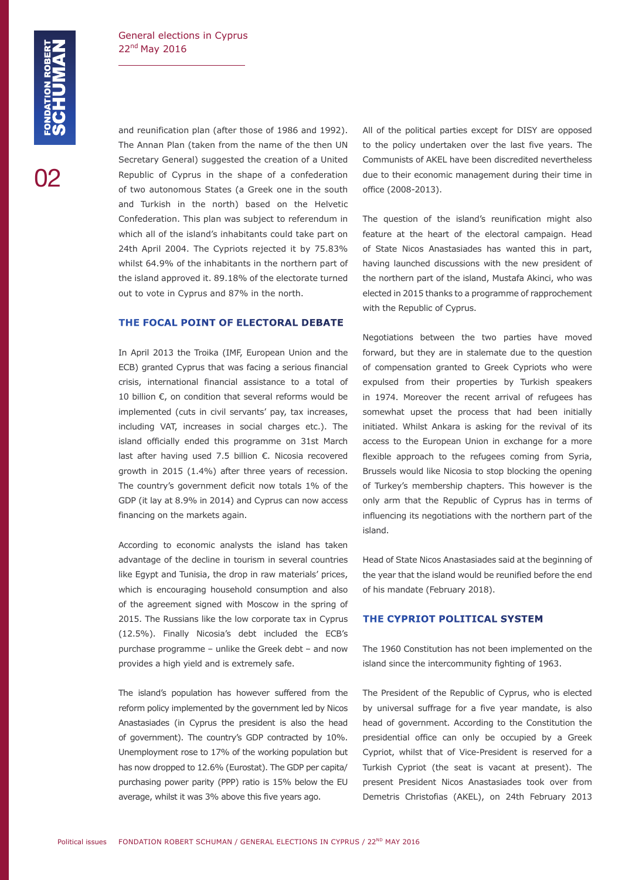and reunification plan (after those of 1986 and 1992). The Annan Plan (taken from the name of the then UN Secretary General) suggested the creation of a United Republic of Cyprus in the shape of a confederation of two autonomous States (a Greek one in the south and Turkish in the north) based on the Helvetic Confederation. This plan was subject to referendum in which all of the island's inhabitants could take part on 24th April 2004. The Cypriots rejected it by 75.83% whilst 64.9% of the inhabitants in the northern part of the island approved it. 89.18% of the electorate turned out to vote in Cyprus and 87% in the north.

## THE FOCAL POINT OF ELECTORAL DEBATE

In April 2013 the Troika (IMF, European Union and the ECB) granted Cyprus that was facing a serious financial crisis, international financial assistance to a total of 10 billion €, on condition that several reforms would be implemented (cuts in civil servants' pay, tax increases, including VAT, increases in social charges etc.). The island officially ended this programme on 31st March last after having used 7.5 billion €. Nicosia recovered growth in 2015 (1.4%) after three years of recession. The country's government deficit now totals 1% of the GDP (it lay at 8.9% in 2014) and Cyprus can now access financing on the markets again.

According to economic analysts the island has taken advantage of the decline in tourism in several countries like Egypt and Tunisia, the drop in raw materials' prices, which is encouraging household consumption and also of the agreement signed with Moscow in the spring of 2015. The Russians like the low corporate tax in Cyprus (12.5%). Finally Nicosia's debt included the ECB's purchase programme – unlike the Greek debt – and now provides a high yield and is extremely safe.

The island's population has however suffered from the reform policy implemented by the government led by Nicos Anastasiades (in Cyprus the president is also the head of government). The country's GDP contracted by 10%. Unemployment rose to 17% of the working population but has now dropped to 12.6% (Eurostat). The GDP per capita/purchasing power parity (PPP) ratio is 15% below the EU average, whilst it was 3% above this five years ago.

All of the political parties except for DISY are opposed to the policy undertaken over the last five years. The Communists of AKEL have been discredited nevertheless due to their economic management during their time in office (2008-2013).

The question of the island's reunification might also feature at the heart of the electoral campaign. Head of State Nicos Anastasiades has wanted this in part, having launched discussions with the new president of the northern part of the island, Mustafa Akinci, who was elected in 2015 thanks to a programme of rapprochement with the Republic of Cyprus.

Negotiations between the two parties have moved forward, but they are in stalemate due to the question of compensation granted to Greek Cypriots who were expulsed from their properties by Turkish speakers in 1974. Moreover the recent arrival of refugees has somewhat upset the process that had been initially initiated. Whilst Ankara is asking for the revival of its access to the European Union in exchange for a more flexible approach to the refugees coming from Syria, Brussels would like Nicosia to stop blocking the opening of Turkey's membership chapters. This however is the only arm that the Republic of Cyprus has in terms of influencing its negotiations with the northern part of the island.

Head of State Nicos Anastasiades said at the beginning of the year that the island would be reunified before the end of his mandate (February 2018).

## THE CYPRIOT POLITICAL SYSTEM

The 1960 Constitution has not been implemented on the island since the intercommunity fighting of 1963.

The President of the Republic of Cyprus, who is elected by universal suffrage for a five year mandate, is also head of government. According to the Constitution the presidential office can only be occupied by a Greek Cypriot, whilst that of Vice-President is reserved for a Turkish Cypriot (the seat is vacant at present). The present President Nicos Anastasiades took over from Demetris Christofias (AKEL), on 24th February 2013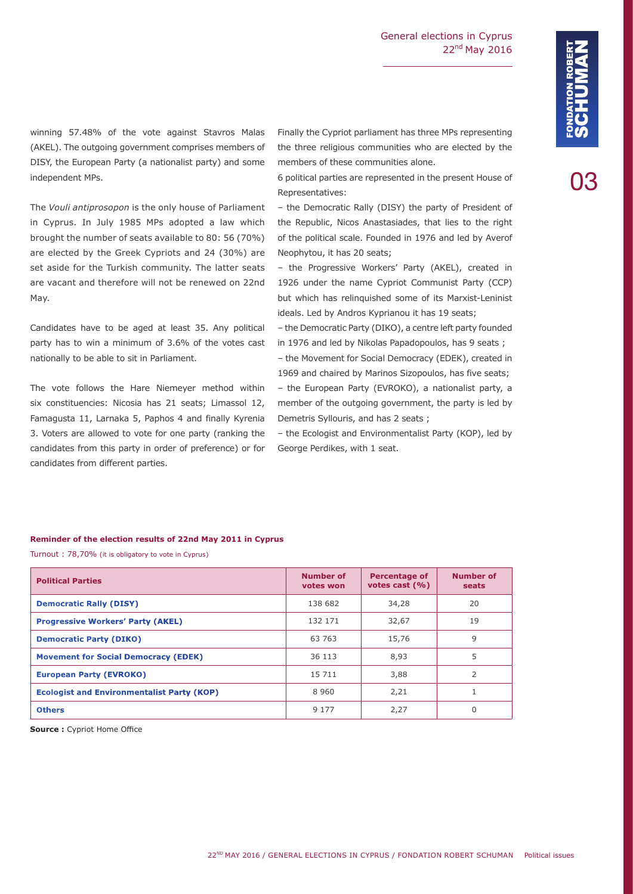winning 57.48% of the vote against Stavros Malas (AKEL). The outgoing government comprises members of DISY, the European Party (a nationalist party) and some independent MPs.

The *Vouli antiprosopon* is the only house of Parliament in Cyprus. In July 1985 MPs adopted a law which brought the number of seats available to 80: 56 (70%) are elected by the Greek Cypriots and 24 (30%) are set aside for the Turkish community. The latter seats are vacant and therefore will not be renewed on 22nd May.

Candidates have to be aged at least 35. Any political party has to win a minimum of 3.6% of the votes cast nationally to be able to sit in Parliament.

The vote follows the Hare Niemeyer method within six constituencies: Nicosia has 21 seats; Limassol 12, Famagusta 11, Larnaka 5, Paphos 4 and finally Kyrenia 3. Voters are allowed to vote for one party (ranking the candidates from this party in order of preference) or for candidates from different parties.

Finally the Cypriot parliament has three MPs representing the three religious communities who are elected by the members of these communities alone.

6 political parties are represented in the present House of Representatives:

– the Democratic Rally (DISY) the party of President of the Republic, Nicos Anastasiades, that lies to the right of the political scale. Founded in 1976 and led by Averof Neophytou, it has 20 seats;

– the Progressive Workers' Party (AKEL), created in 1926 under the name Cypriot Communist Party (CCP) but which has relinquished some of its Marxist-Leninist ideals. Led by Andros Kyprianou it has 19 seats;

– the Democratic Party (DIKO), a centre left party founded in 1976 and led by Nikolas Papadopoulos, has 9 seats ;

– the Movement for Social Democracy (EDEK), created in 1969 and chaired by Marinos Sizopoulos, has five seats;

– the European Party (EVROKO), a nationalist party, a member of the outgoing government, the party is led by Demetris Syllouris, and has 2 seats ;

– the Ecologist and Environmentalist Party (KOP), led by George Perdikes, with 1 seat.

**Reminder of the election results of 22nd May 2011 in Cyprus**

Turnout : 78,70% (it is obligatory to vote in Cyprus)

| Political Parties | Number of votes won | Percentage of votes cast (%) | Number of seats |
|---|---|---|---|
| Democratic Rally (DISY) | 138 682 | 34,28 | 20 |
| Progressive Workers' Party (AKEL) | 132 171 | 32,67 | 19 |
| Democratic Party (DIKO) | 63 763 | 15,76 | 9 |
| Movement for Social Democracy (EDEK) | 36 113 | 8,93 | 5 |
| European Party (EVROKO) | 15 711 | 3,88 | 2 |
| Ecologist and Environmentalist Party (KOP) | 8 960 | 2,21 | 1 |
| Others | 9 177 | 2,27 | 0 |

**Source :** Cypriot Home Office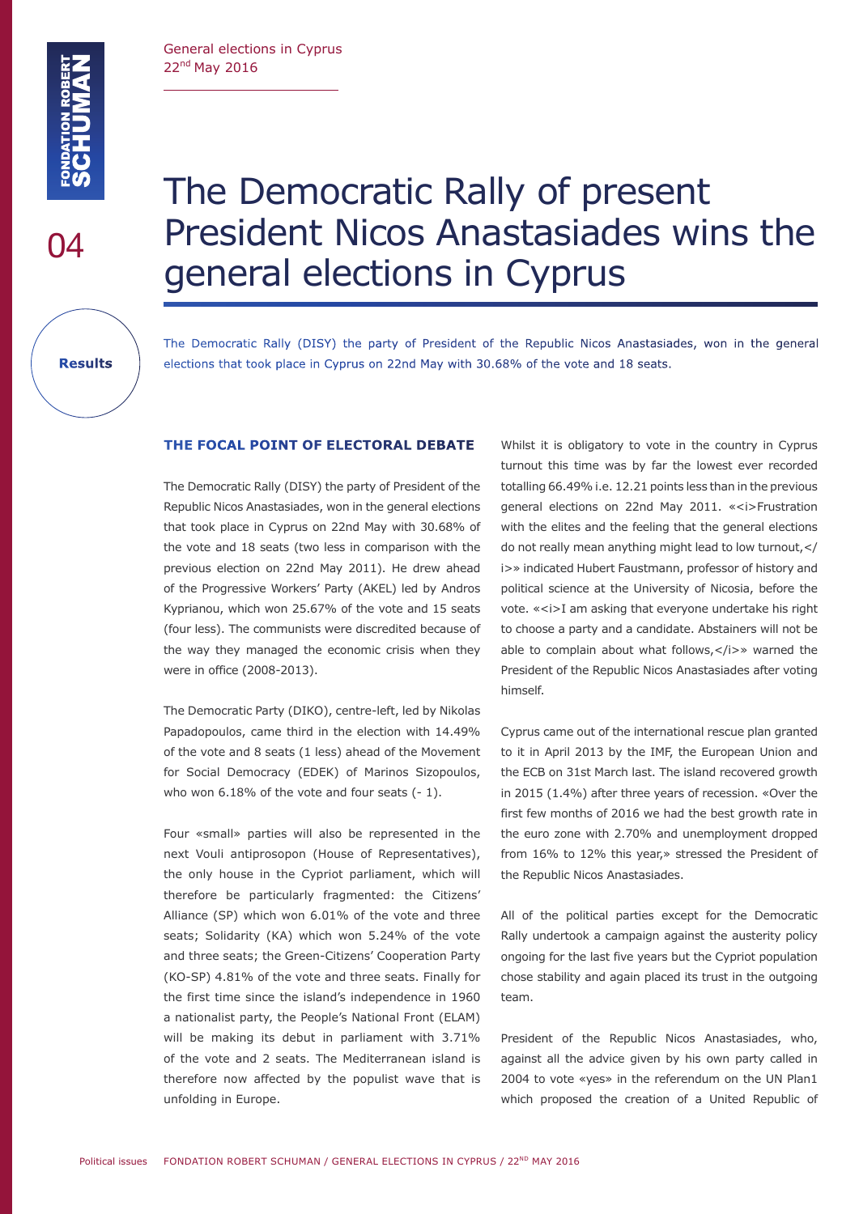# The Democratic Rally of present President Nicos Anastasiades wins the general elections in Cyprus

**Results**

The Democratic Rally (DISY) the party of President of the Republic Nicos Anastasiades, won in the general elections that took place in Cyprus on 22nd May with 30.68% of the vote and 18 seats.

## THE FOCAL POINT OF ELECTORAL DEBATE

The Democratic Rally (DISY) the party of President of the Republic Nicos Anastasiades, won in the general elections that took place in Cyprus on 22nd May with 30.68% of the vote and 18 seats (two less in comparison with the previous election on 22nd May 2011). He drew ahead of the Progressive Workers' Party (AKEL) led by Andros Kyprianou, which won 25.67% of the vote and 15 seats (four less). The communists were discredited because of the way they managed the economic crisis when they were in office (2008-2013).

The Democratic Party (DIKO), centre-left, led by Nikolas Papadopoulos, came third in the election with 14.49% of the vote and 8 seats (1 less) ahead of the Movement for Social Democracy (EDEK) of Marinos Sizopoulos, who won 6.18% of the vote and four seats (- 1).

Four «small» parties will also be represented in the next Vouli antiprosopon (House of Representatives), the only house in the Cypriot parliament, which will therefore be particularly fragmented: the Citizens' Alliance (SP) which won 6.01% of the vote and three seats; Solidarity (KA) which won 5.24% of the vote and three seats; the Green-Citizens' Cooperation Party (KO-SP) 4.81% of the vote and three seats. Finally for the first time since the island's independence in 1960 a nationalist party, the People's National Front (ELAM) will be making its debut in parliament with 3.71% of the vote and 2 seats. The Mediterranean island is therefore now affected by the populist wave that is unfolding in Europe.

Whilst it is obligatory to vote in the country in Cyprus turnout this time was by far the lowest ever recorded totalling 66.49% i.e. 12.21 points less than in the previous general elections on 22nd May 2011. «<i>Frustration with the elites and the feeling that the general elections do not really mean anything might lead to low turnout,</i>» indicated Hubert Faustmann, professor of history and political science at the University of Nicosia, before the vote. «<i>I am asking that everyone undertake his right to choose a party and a candidate. Abstainers will not be able to complain about what follows,</i>» warned the President of the Republic Nicos Anastasiades after voting himself.

Cyprus came out of the international rescue plan granted to it in April 2013 by the IMF, the European Union and the ECB on 31st March last. The island recovered growth in 2015 (1.4%) after three years of recession. «Over the first few months of 2016 we had the best growth rate in the euro zone with 2.70% and unemployment dropped from 16% to 12% this year,» stressed the President of the Republic Nicos Anastasiades.

All of the political parties except for the Democratic Rally undertook a campaign against the austerity policy ongoing for the last five years but the Cypriot population chose stability and again placed its trust in the outgoing team.

President of the Republic Nicos Anastasiades, who, against all the advice given by his own party called in 2004 to vote «yes» in the referendum on the UN Plan1 which proposed the creation of a United Republic of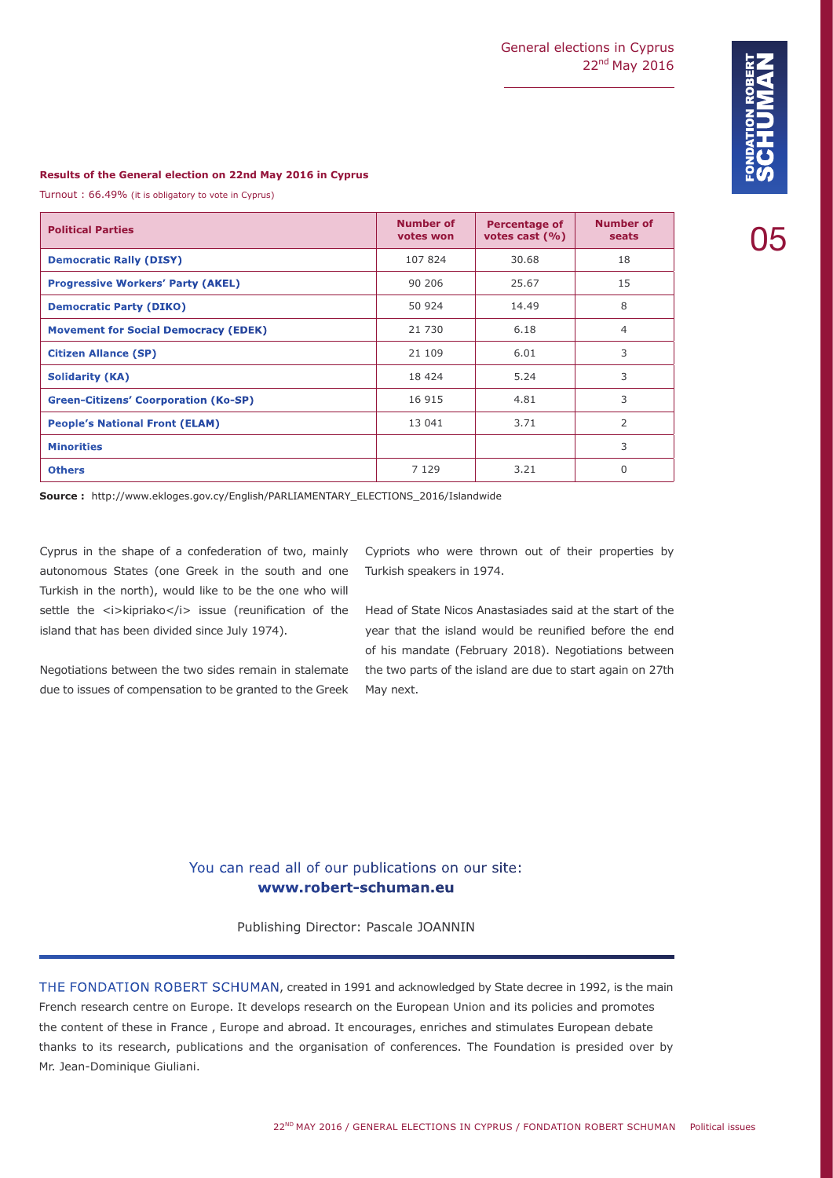**Results of the General election on 22nd May 2016 in Cyprus**

Turnout : 66.49% (it is obligatory to vote in Cyprus)

| Political Parties | Number of votes won | Percentage of votes cast (%) | Number of seats |
|---|---|---|---|
| Democratic Rally (DISY) | 107 824 | 30.68 | 18 |
| Progressive Workers' Party (AKEL) | 90 206 | 25.67 | 15 |
| Democratic Party (DIKO) | 50 924 | 14.49 | 8 |
| Movement for Social Democracy (EDEK) | 21 730 | 6.18 | 4 |
| Citizen Allance (SP) | 21 109 | 6.01 | 3 |
| Solidarity (KA) | 18 424 | 5.24 | 3 |
| Green-Citizens' Coorporation (Ko-SP) | 16 915 | 4.81 | 3 |
| People's National Front (ELAM) | 13 041 | 3.71 | 2 |
| Minorities | | | 3 |
| Others | 7 129 | 3.21 | 0 |

**Source :** http://www.ekloges.gov.cy/English/PARLIAMENTARY_ELECTIONS_2016/Islandwide

Cyprus in the shape of a confederation of two, mainly autonomous States (one Greek in the south and one Turkish in the north), would like to be the one who will settle the <i>kipriako</i> issue (reunification of the island that has been divided since July 1974).

Negotiations between the two sides remain in stalemate due to issues of compensation to be granted to the Greek Cypriots who were thrown out of their properties by Turkish speakers in 1974.

Head of State Nicos Anastasiades said at the start of the year that the island would be reunified before the end of his mandate (February 2018). Negotiations between the two parts of the island are due to start again on 27th May next.

You can read all of our publications on our site:
**www.robert-schuman.eu**

Publishing Director: Pascale JOANNIN

THE FONDATION ROBERT SCHUMAN, created in 1991 and acknowledged by State decree in 1992, is the main French research centre on Europe. It develops research on the European Union and its policies and promotes the content of these in France , Europe and abroad. It encourages, enriches and stimulates European debate thanks to its research, publications and the organisation of conferences. The Foundation is presided over by Mr. Jean-Dominique Giuliani.